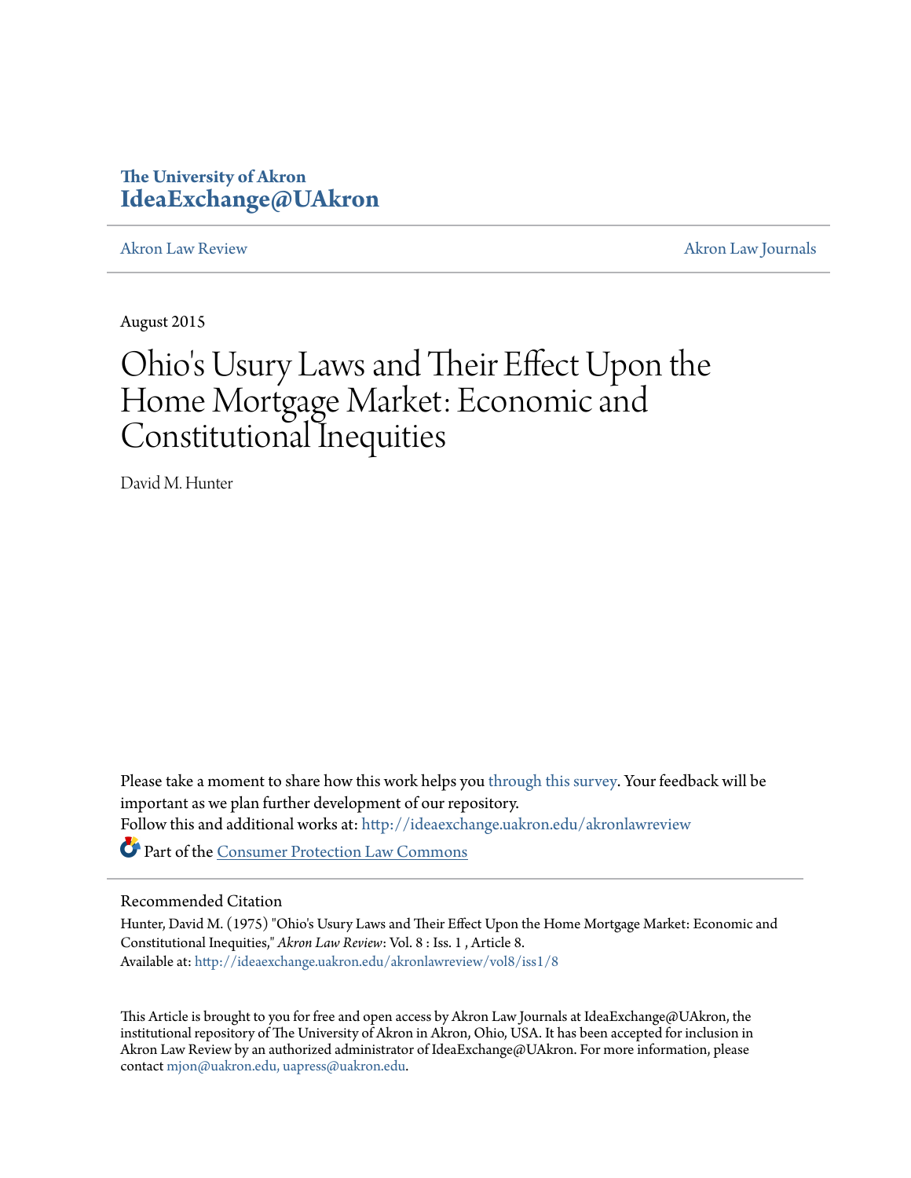The University of Akron
**IdeaExchange@UAkron**

Akron Law Review | Akron Law Journals

August 2015

# Ohio's Usury Laws and Their Effect Upon the Home Mortgage Market: Economic and Constitutional Inequities

David M. Hunter

Please take a moment to share how this work helps you through this survey. Your feedback will be important as we plan further development of our repository.

Follow this and additional works at: http://ideaexchange.uakron.edu/akronlawreview

Part of the Consumer Protection Law Commons

## Recommended Citation

Hunter, David M. (1975) "Ohio's Usury Laws and Their Effect Upon the Home Mortgage Market: Economic and Constitutional Inequities," *Akron Law Review*: Vol. 8 : Iss. 1 , Article 8.
Available at: http://ideaexchange.uakron.edu/akronlawreview/vol8/iss1/8

This Article is brought to you for free and open access by Akron Law Journals at IdeaExchange@UAkron, the institutional repository of The University of Akron in Akron, Ohio, USA. It has been accepted for inclusion in Akron Law Review by an authorized administrator of IdeaExchange@UAkron. For more information, please contact mjon@uakron.edu, uapress@uakron.edu.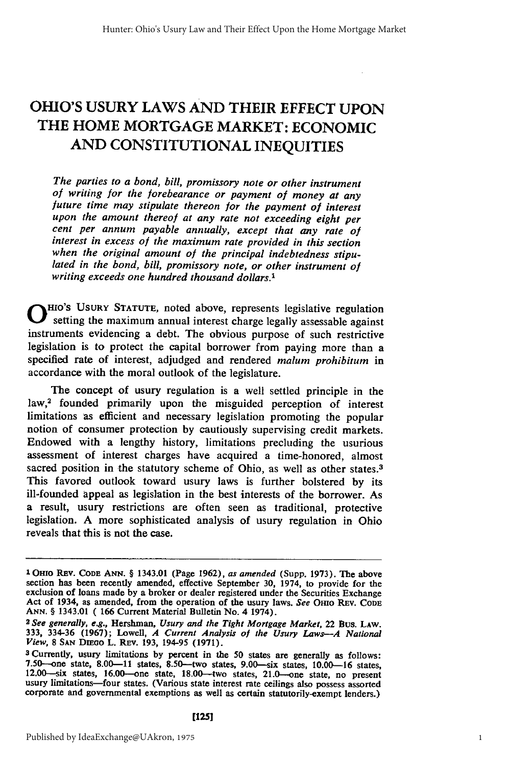# OHIO'S USURY LAWS AND THEIR EFFECT UPON THE HOME MORTGAGE MARKET: ECONOMIC AND CONSTITUTIONAL INEQUITIES

*The parties to a bond, bill, promissory note or other instrument of writing for the forebearance or payment of money at any future time may stipulate thereon for the payment of interest upon the amount thereof at any rate not exceeding eight per cent per annum payable annually, except that any rate of interest in excess of the maximum rate provided in this section when the original amount of the principal indebtedness stipulated in the bond, bill, promissory note, or other instrument of writing exceeds one hundred thousand dollars.*[1]

OHIO'S USURY STATUTE, noted above, represents legislative regulation setting the maximum annual interest charge legally assessable against instruments evidencing a debt. The obvious purpose of such restrictive legislation is to protect the capital borrower from paying more than a specified rate of interest, adjudged and rendered *malum prohibitum* in accordance with the moral outlook of the legislature.

The concept of usury regulation is a well settled principle in the law,[2] founded primarily upon the misguided perception of interest limitations as efficient and necessary legislation promoting the popular notion of consumer protection by cautiously supervising credit markets. Endowed with a lengthy history, limitations precluding the usurious assessment of interest charges have acquired a time-honored, almost sacred position in the statutory scheme of Ohio, as well as other states.[3] This favored outlook toward usury laws is further bolstered by its ill-founded appeal as legislation in the best interests of the borrower. As a result, usury restrictions are often seen as traditional, protective legislation. A more sophisticated analysis of usury regulation in Ohio reveals that this is not the case.

---

[1] OHIO REV. CODE ANN. § 1343.01 (Page 1962), *as amended* (Supp. 1973). The above section has been recently amended, effective September 30, 1974, to provide for the exclusion of loans made by a broker or dealer registered under the Securities Exchange Act of 1934, as amended, from the operation of the usury laws. *See* OHIO REV. CODE ANN. § 1343.01 ( 166 Current Material Bulletin No. 4 1974).

[2] *See generally, e.g.,* Hershman, *Usury and the Tight Mortgage Market,* 22 BUS. LAW. 333, 334-36 (1967); Lowell, *A Current Analysis of the Usury Laws—A National View,* 8 SAN DIEGO L. REV. 193, 194-95 (1971).

[3] Currently, usury limitations by percent in the 50 states are generally as follows: 7.50—one state, 8.00—11 states, 8.50—two states, 9.00—six states, 10.00—16 states, 12.00—six states, 16.00—one state, 18.00—two states, 21.0—one state, no present usury limitations—four states. (Various state interest rate ceilings also possess assorted corporate and governmental exemptions as well as certain statutorily-exempt lenders.)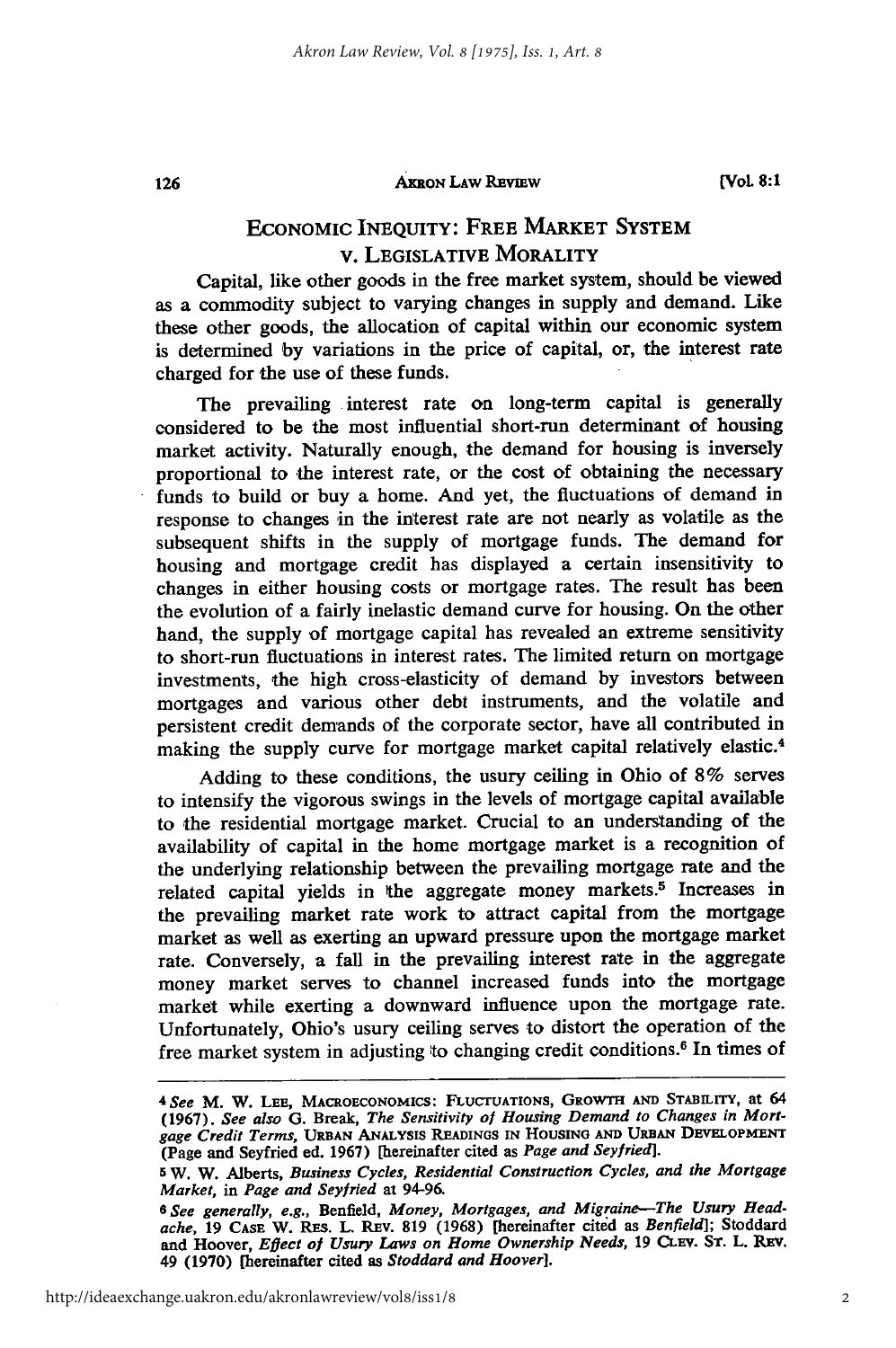## Economic Inequity: Free Market System v. Legislative Morality

Capital, like other goods in the free market system, should be viewed as a commodity subject to varying changes in supply and demand. Like these other goods, the allocation of capital within our economic system is determined by variations in the price of capital, or, the interest rate charged for the use of these funds.

The prevailing interest rate on long-term capital is generally considered to be the most influential short-run determinant of housing market activity. Naturally enough, the demand for housing is inversely proportional to the interest rate, or the cost of obtaining the necessary funds to build or buy a home. And yet, the fluctuations of demand in response to changes in the interest rate are not nearly as volatile as the subsequent shifts in the supply of mortgage funds. The demand for housing and mortgage credit has displayed a certain insensitivity to changes in either housing costs or mortgage rates. The result has been the evolution of a fairly inelastic demand curve for housing. On the other hand, the supply of mortgage capital has revealed an extreme sensitivity to short-run fluctuations in interest rates. The limited return on mortgage investments, the high cross-elasticity of demand by investors between mortgages and various other debt instruments, and the volatile and persistent credit demands of the corporate sector, have all contributed in making the supply curve for mortgage market capital relatively elastic.[4]

Adding to these conditions, the usury ceiling in Ohio of 8% serves to intensify the vigorous swings in the levels of mortgage capital available to the residential mortgage market. Crucial to an understanding of the availability of capital in the home mortgage market is a recognition of the underlying relationship between the prevailing mortgage rate and the related capital yields in the aggregate money markets.[5] Increases in the prevailing market rate work to attract capital from the mortgage market as well as exerting an upward pressure upon the mortgage market rate. Conversely, a fall in the prevailing interest rate in the aggregate money market serves to channel increased funds into the mortgage market while exerting a downward influence upon the mortgage rate. Unfortunately, Ohio's usury ceiling serves to distort the operation of the free market system in adjusting to changing credit conditions.[6] In times of

---

[4] *See* M. W. Lee, Macroeconomics: Fluctuations, Growth and Stability, at 64 (1967). *See also* G. Break, *The Sensitivity of Housing Demand to Changes in Mortgage Credit Terms*, Urban Analysis Readings in Housing and Urban Development (Page and Seyfried ed. 1967) [hereinafter cited as *Page and Seyfried*].

[5] W. W. Alberts, *Business Cycles, Residential Construction Cycles, and the Mortgage Market*, in *Page and Seyfried* at 94-96.

[6] *See generally, e.g.*, Benfield, *Money, Mortgages, and Migraine—The Usury Headache*, 19 Case W. Res. L. Rev. 819 (1968) [hereinafter cited as *Benfield*]; Stoddard and Hoover, *Effect of Usury Laws on Home Ownership Needs*, 19 Clev. St. L. Rev. 49 (1970) [hereinafter cited as *Stoddard and Hoover*].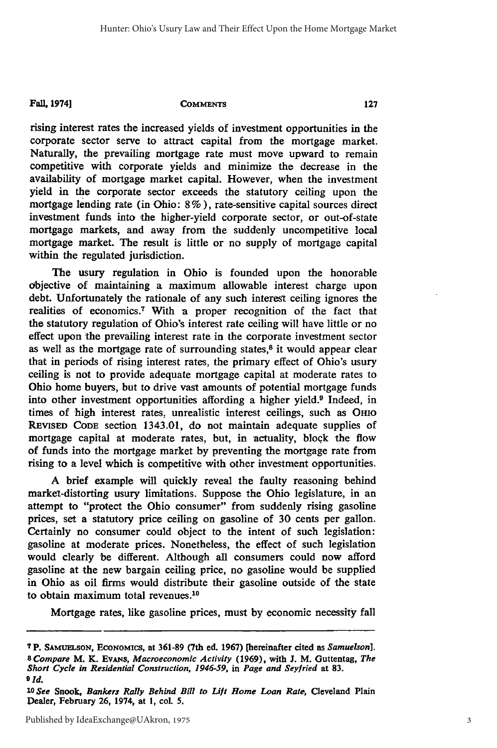rising interest rates the increased yields of investment opportunities in the corporate sector serve to attract capital from the mortgage market. Naturally, the prevailing mortgage rate must move upward to remain competitive with corporate yields and minimize the decrease in the availability of mortgage market capital. However, when the investment yield in the corporate sector exceeds the statutory ceiling upon the mortgage lending rate (in Ohio: 8%), rate-sensitive capital sources direct investment funds into the higher-yield corporate sector, or out-of-state mortgage markets, and away from the suddenly uncompetitive local mortgage market. The result is little or no supply of mortgage capital within the regulated jurisdiction.

The usury regulation in Ohio is founded upon the honorable objective of maintaining a maximum allowable interest charge upon debt. Unfortunately the rationale of any such interest ceiling ignores the realities of economics.[7] With a proper recognition of the fact that the statutory regulation of Ohio's interest rate ceiling will have little or no effect upon the prevailing interest rate in the corporate investment sector as well as the mortgage rate of surrounding states,[8] it would appear clear that in periods of rising interest rates, the primary effect of Ohio's usury ceiling is not to provide adequate mortgage capital at moderate rates to Ohio home buyers, but to drive vast amounts of potential mortgage funds into other investment opportunities affording a higher yield.[9] Indeed, in times of high interest rates, unrealistic interest ceilings, such as OHIO REVISED CODE section 1343.01, do not maintain adequate supplies of mortgage capital at moderate rates, but, in actuality, block the flow of funds into the mortgage market by preventing the mortgage rate from rising to a level which is competitive with other investment opportunities.

A brief example will quickly reveal the faulty reasoning behind market-distorting usury limitations. Suppose the Ohio legislature, in an attempt to "protect the Ohio consumer" from suddenly rising gasoline prices, set a statutory price ceiling on gasoline of 30 cents per gallon. Certainly no consumer could object to the intent of such legislation: gasoline at moderate prices. Nonetheless, the effect of such legislation would clearly be different. Although all consumers could now afford gasoline at the new bargain ceiling price, no gasoline would be supplied in Ohio as oil firms would distribute their gasoline outside of the state to obtain maximum total revenues.[10]

Mortgage rates, like gasoline prices, must by economic necessity fall

---

[7] P. SAMUELSON, ECONOMICS, at 361-89 (7th ed. 1967) [hereinafter cited as *Samuelson*].

[8] *Compare* M. K. EVANS, *Macroeconomic Activity* (1969), with J. M. Guttentag, *The Short Cycle in Residential Construction, 1946-59*, in *Page and Seyfried* at 83.

[9] *Id.*

[10] *See* Snook, *Bankers Rally Behind Bill to Lift Home Loan Rate*, Cleveland Plain Dealer, February 26, 1974, at 1, col. 5.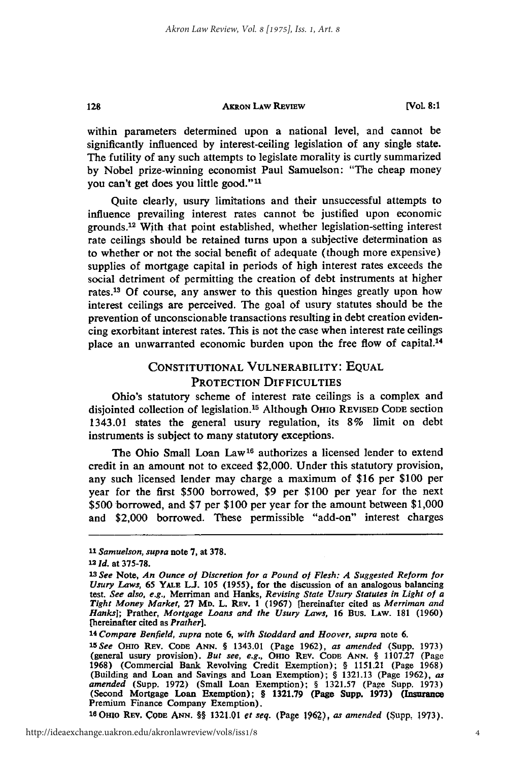within parameters determined upon a national level, and cannot be significantly influenced by interest-ceiling legislation of any single state. The futility of any such attempts to legislate morality is curtly summarized by Nobel prize-winning economist Paul Samuelson: "The cheap money you can't get does you little good."[11]

Quite clearly, usury limitations and their unsuccessful attempts to influence prevailing interest rates cannot be justified upon economic grounds.[12] With that point established, whether legislation-setting interest rate ceilings should be retained turns upon a subjective determination as to whether or not the social benefit of adequate (though more expensive) supplies of mortgage capital in periods of high interest rates exceeds the social detriment of permitting the creation of debt instruments at higher rates.[13] Of course, any answer to this question hinges greatly upon how interest ceilings are perceived. The goal of usury statutes should be the prevention of unconscionable transactions resulting in debt creation evidencing exorbitant interest rates. This is not the case when interest rate ceilings place an unwarranted economic burden upon the free flow of capital.[14]

## CONSTITUTIONAL VULNERABILITY: EQUAL PROTECTION DIFFICULTIES

Ohio's statutory scheme of interest rate ceilings is a complex and disjointed collection of legislation.[15] Although OHIO REVISED CODE section 1343.01 states the general usury regulation, its 8% limit on debt instruments is subject to many statutory exceptions.

The Ohio Small Loan Law[16] authorizes a licensed lender to extend credit in an amount not to exceed $2,000. Under this statutory provision, any such licensed lender may charge a maximum of $16 per $100 per year for the first $500 borrowed, $9 per $100 per year for the next $500 borrowed, and $7 per $100 per year for the amount between $1,000 and $2,000 borrowed. These permissible "add-on" interest charges

---

[11] *Samuelson*, *supra* note 7, at 378.

[12] *Id.* at 375-78.

[13] *See* Note, *An Ounce of Discretion for a Pound of Flesh: A Suggested Reform for Usury Laws*, 65 YALE L.J. 105 (1955), for the discussion of an analogous balancing test. *See also, e.g.*, Merriman and Hanks, *Revising State Usury Statutes in Light of a Tight Money Market*, 27 MD. L. REV. 1 (1967) [hereinafter cited as *Merriman and Hanks*]; Prather, *Mortgage Loans and the Usury Laws*, 16 BUS. LAW. 181 (1960) [hereinafter cited as *Prather*].

[14] *Compare Benfield*, *supra* note 6, *with Stoddard and Hoover*, *supra* note 6.

[15] *See* OHIO REV. CODE ANN. § 1343.01 (Page 1962), *as amended* (Supp. 1973) (general usury provision). *But see, e.g.*, OHIO REV. CODE ANN. § 1107.27 (Page 1968) (Commercial Bank Revolving Credit Exemption); § 1151.21 (Page 1968) (Building and Loan and Savings and Loan Exemption); § 1321.13 (Page 1962), *as amended* (Supp. 1972) (Small Loan Exemption); § 1321.57 (Page Supp. 1973) (Second Mortgage Loan Exemption); § 1321.79 (Page Supp. 1973) (Insurance Premium Finance Company Exemption).

[16] OHIO REV. CODE ANN. §§ 1321.01 *et seq.* (Page 1962), *as amended* (Supp. 1973).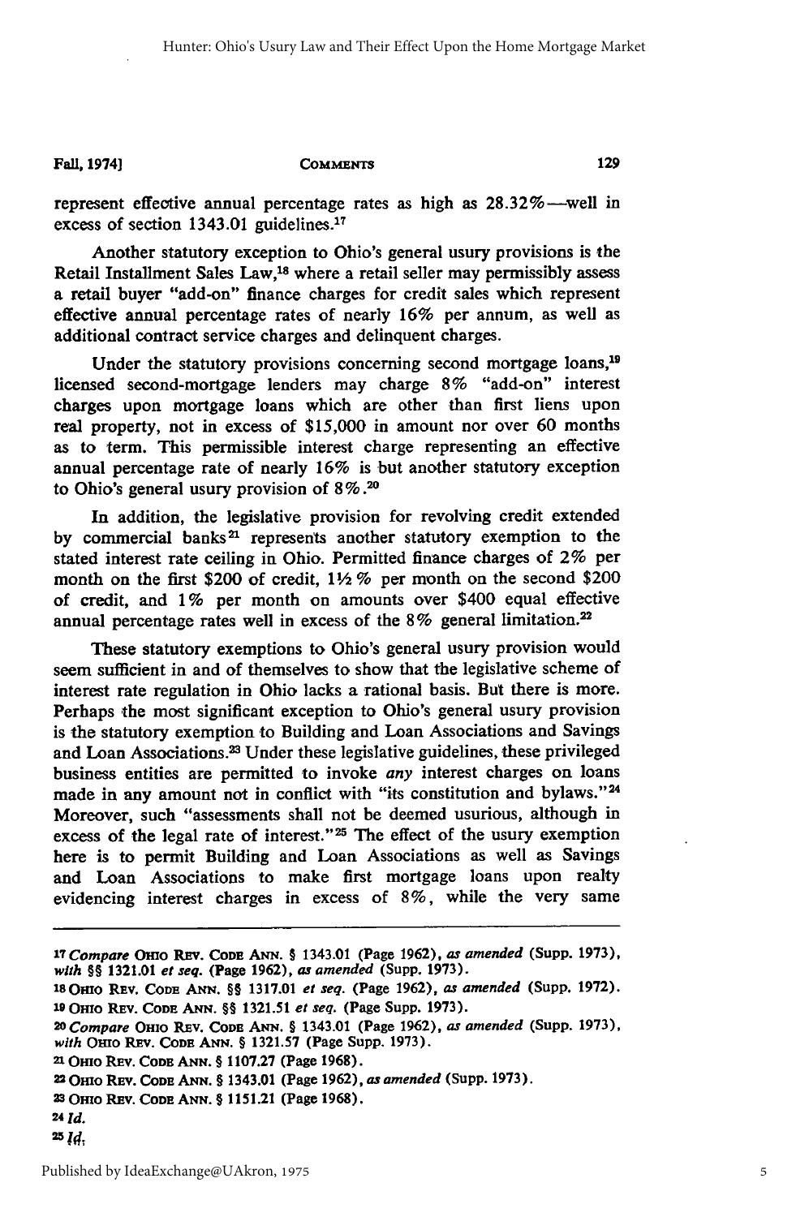represent effective annual percentage rates as high as 28.32%—well in excess of section 1343.01 guidelines.[17]

Another statutory exception to Ohio's general usury provisions is the Retail Installment Sales Law,[18] where a retail seller may permissibly assess a retail buyer "add-on" finance charges for credit sales which represent effective annual percentage rates of nearly 16% per annum, as well as additional contract service charges and delinquent charges.

Under the statutory provisions concerning second mortgage loans,[19] licensed second-mortgage lenders may charge 8% "add-on" interest charges upon mortgage loans which are other than first liens upon real property, not in excess of $15,000 in amount nor over 60 months as to term. This permissible interest charge representing an effective annual percentage rate of nearly 16% is but another statutory exception to Ohio's general usury provision of 8%.[20]

In addition, the legislative provision for revolving credit extended by commercial banks[21] represents another statutory exemption to the stated interest rate ceiling in Ohio. Permitted finance charges of 2% per month on the first $200 of credit, 1½% per month on the second $200 of credit, and 1% per month on amounts over $400 equal effective annual percentage rates well in excess of the 8% general limitation.[22]

These statutory exemptions to Ohio's general usury provision would seem sufficient in and of themselves to show that the legislative scheme of interest rate regulation in Ohio lacks a rational basis. But there is more. Perhaps the most significant exception to Ohio's general usury provision is the statutory exemption to Building and Loan Associations and Savings and Loan Associations.[23] Under these legislative guidelines, these privileged business entities are permitted to invoke *any* interest charges on loans made in any amount not in conflict with "its constitution and bylaws."[24] Moreover, such "assessments shall not be deemed usurious, although in excess of the legal rate of interest."[25] The effect of the usury exemption here is to permit Building and Loan Associations as well as Savings and Loan Associations to make first mortgage loans upon realty evidencing interest charges in excess of 8%, while the very same

---

[17] *Compare* OHIO REV. CODE ANN. § 1343.01 (Page 1962), *as amended* (Supp. 1973), *with* §§ 1321.01 *et seq.* (Page 1962), *as amended* (Supp. 1973).

[18] OHIO REV. CODE ANN. §§ 1317.01 *et seq.* (Page 1962), *as amended* (Supp. 1972).

[19] OHIO REV. CODE ANN. §§ 1321.51 *et seq.* (Page Supp. 1973).

[20] *Compare* OHIO REV. CODE ANN. § 1343.01 (Page 1962), *as amended* (Supp. 1973), *with* OHIO REV. CODE ANN. § 1321.57 (Page Supp. 1973).

[21] OHIO REV. CODE ANN. § 1107.27 (Page 1968).

[22] OHIO REV. CODE ANN. § 1343.01 (Page 1962), *as amended* (Supp. 1973).

[23] OHIO REV. CODE ANN. § 1151.21 (Page 1968).

[24] *Id.*

[25] *Id.*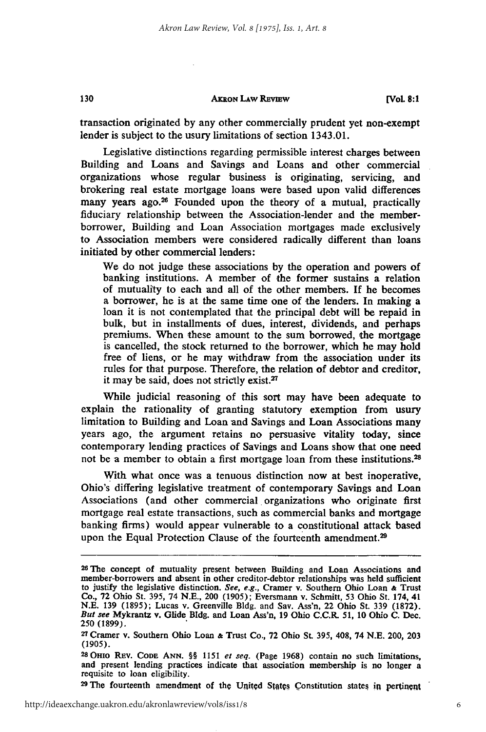transaction originated by any other commercially prudent yet non-exempt lender is subject to the usury limitations of section 1343.01.

Legislative distinctions regarding permissible interest charges between Building and Loans and Savings and Loans and other commercial organizations whose regular business is originating, servicing, and brokering real estate mortgage loans were based upon valid differences many years ago.[26] Founded upon the theory of a mutual, practically fiduciary relationship between the Association-lender and the member-borrower, Building and Loan Association mortgages made exclusively to Association members were considered radically different than loans initiated by other commercial lenders:

> We do not judge these associations by the operation and powers of banking institutions. A member of the former sustains a relation of mutuality to each and all of the other members. If he becomes a borrower, he is at the same time one of the lenders. In making a loan it is not contemplated that the principal debt will be repaid in bulk, but in installments of dues, interest, dividends, and perhaps premiums. When these amount to the sum borrowed, the mortgage is cancelled, the stock returned to the borrower, which he may hold free of liens, or he may withdraw from the association under its rules for that purpose. Therefore, the relation of debtor and creditor, it may be said, does not strictly exist.[27]

While judicial reasoning of this sort may have been adequate to explain the rationality of granting statutory exemption from usury limitation to Building and Loan and Savings and Loan Associations many years ago, the argument retains no persuasive vitality today, since contemporary lending practices of Savings and Loans show that one need not be a member to obtain a first mortgage loan from these institutions.[28]

With what once was a tenuous distinction now at best inoperative, Ohio's differing legislative treatment of contemporary Savings and Loan Associations (and other commercial organizations who originate first mortgage real estate transactions, such as commercial banks and mortgage banking firms) would appear vulnerable to a constitutional attack based upon the Equal Protection Clause of the fourteenth amendment.[29]

---

[26] The concept of mutuality present between Building and Loan Associations and member-borrowers and absent in other creditor-debtor relationships was held sufficient to justify the legislative distinction. *See, e.g.*, Cramer v. Southern Ohio Loan & Trust Co., 72 Ohio St. 395, 74 N.E., 200 (1905); Eversmann v. Schmitt, 53 Ohio St. 174, 41 N.E. 139 (1895); Lucas v. Greenville Bldg. and Sav. Ass'n, 22 Ohio St. 339 (1872). *But see* Mykrantz v. Glide Bldg. and Loan Ass'n, 19 Ohio C.C.R. 51, 10 Ohio C. Dec. 250 (1899).

[27] Cramer v. Southern Ohio Loan & Trust Co., 72 Ohio St. 395, 408, 74 N.E. 200, 203 (1905).

[28] OHIO REV. CODE ANN. §§ 1151 *et seq.* (Page 1968) contain no such limitations, and present lending practices indicate that association membership is no longer a requisite to loan eligibility.

[29] The fourteenth amendment of the United States Constitution states in pertinent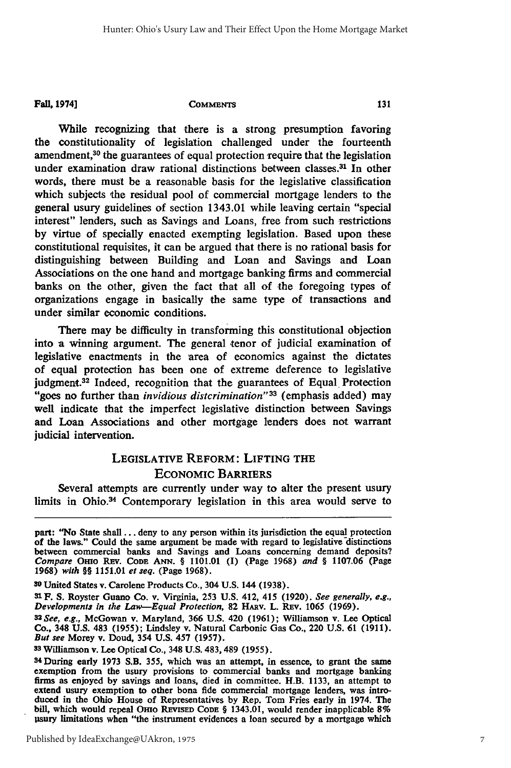While recognizing that there is a strong presumption favoring the constitutionality of legislation challenged under the fourteenth amendment,[30] the guarantees of equal protection require that the legislation under examination draw rational distinctions between classes.[31] In other words, there must be a reasonable basis for the legislative classification which subjects the residual pool of commercial mortgage lenders to the general usury guidelines of section 1343.01 while leaving certain "special interest" lenders, such as Savings and Loans, free from such restrictions by virtue of specially enacted exempting legislation. Based upon these constitutional requisites, it can be argued that there is no rational basis for distinguishing between Building and Loan and Savings and Loan Associations on the one hand and mortgage banking firms and commercial banks on the other, given the fact that all of the foregoing types of organizations engage in basically the same type of transactions and under similar economic conditions.

There may be difficulty in transforming this constitutional objection into a winning argument. The general tenor of judicial examination of legislative enactments in the area of economics against the dictates of equal protection has been one of extreme deference to legislative judgment.[32] Indeed, recognition that the guarantees of Equal Protection "goes no further than *invidious distcrimination*"[33] (emphasis added) may well indicate that the imperfect legislative distinction between Savings and Loan Associations and other mortgage lenders does not warrant judicial intervention.

## LEGISLATIVE REFORM: LIFTING THE ECONOMIC BARRIERS

Several attempts are currently under way to alter the present usury limits in Ohio.[34] Contemporary legislation in this area would serve to

---

part: "No State shall . . . deny to any person within its jurisdiction the equal protection of the laws." Could the same argument be made with regard to legislative distinctions between commercial banks and Savings and Loans concerning demand deposits? *Compare* OHIO REV. CODE ANN. § 1101.01 (I) (Page 1968) *and* § 1107.06 (Page 1968) *with* §§ 1151.01 *et seq.* (Page 1968).

[30] United States v. Carolene Products Co., 304 U.S. 144 (1938).

[31] F. S. Royster Guano Co. v. Virginia, 253 U.S. 412, 415 (1920). *See generally, e.g., Developments in the Law—Equal Protection,* 82 HARV. L. REV. 1065 (1969).

[32] *See, e.g.,* McGowan v. Maryland, 366 U.S. 420 (1961); Williamson v. Lee Optical Co., 348 U.S. 483 (1955); Lindsley v. Natural Carbonic Gas Co., 220 U.S. 61 (1911). *But see* Morey v. Doud, 354 U.S. 457 (1957).

[33] Williamson v. Lee Optical Co., 348 U.S. 483, 489 (1955).

[34] During early 1973 S.B. 355, which was an attempt, in essence, to grant the same exemption from the usury provisions to commercial banks and mortgage banking firms as enjoyed by savings and loans, died in committee. H.B. 1133, an attempt to extend usury exemption to other bona fide commercial mortgage lenders, was introduced in the Ohio House of Representatives by Rep. Tom Fries early in 1974. The bill, which would repeal OHIO REVISED CODE § 1343.01, would render inapplicable 8% usury limitations when "the instrument evidences a loan secured by a mortgage which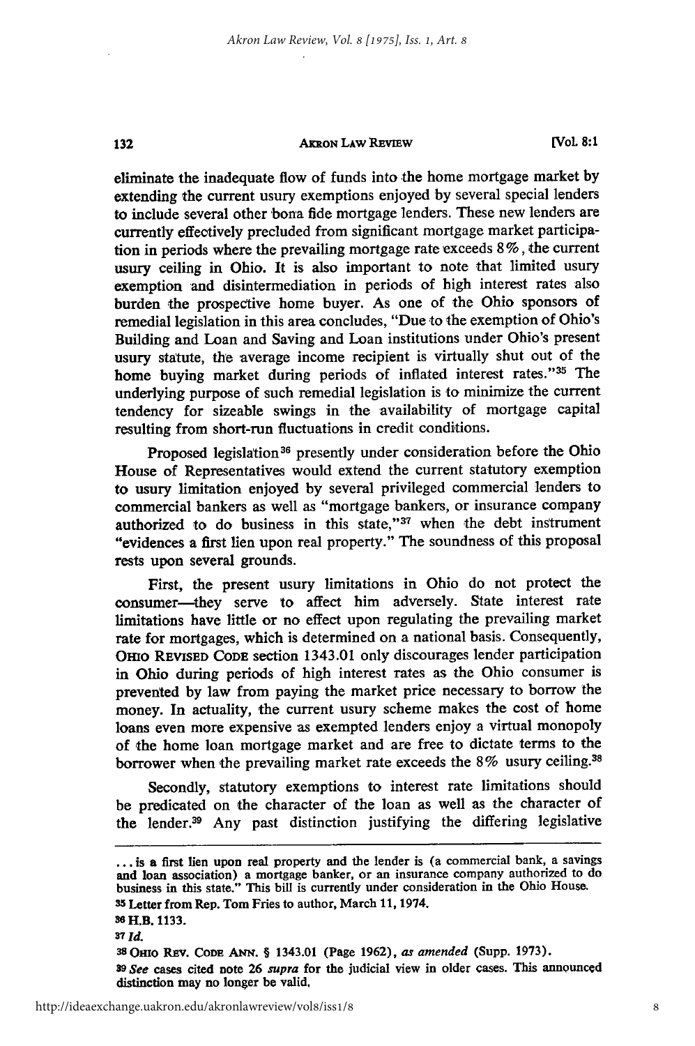eliminate the inadequate flow of funds into the home mortgage market by extending the current usury exemptions enjoyed by several special lenders to include several other bona fide mortgage lenders. These new lenders are currently effectively precluded from significant mortgage market participation in periods where the prevailing mortgage rate exceeds 8%, the current usury ceiling in Ohio. It is also important to note that limited usury exemption and disintermediation in periods of high interest rates also burden the prospective home buyer. As one of the Ohio sponsors of remedial legislation in this area concludes, "Due to the exemption of Ohio's Building and Loan and Saving and Loan institutions under Ohio's present usury statute, the average income recipient is virtually shut out of the home buying market during periods of inflated interest rates."[35] The underlying purpose of such remedial legislation is to minimize the current tendency for sizeable swings in the availability of mortgage capital resulting from short-run fluctuations in credit conditions.

Proposed legislation[36] presently under consideration before the Ohio House of Representatives would extend the current statutory exemption to usury limitation enjoyed by several privileged commercial lenders to commercial bankers as well as "mortgage bankers, or insurance company authorized to do business in this state,"[37] when the debt instrument "evidences a first lien upon real property." The soundness of this proposal rests upon several grounds.

First, the present usury limitations in Ohio do not protect the consumer—they serve to affect him adversely. State interest rate limitations have little or no effect upon regulating the prevailing market rate for mortgages, which is determined on a national basis. Consequently, OHIO REVISED CODE section 1343.01 only discourages lender participation in Ohio during periods of high interest rates as the Ohio consumer is prevented by law from paying the market price necessary to borrow the money. In actuality, the current usury scheme makes the cost of home loans even more expensive as exempted lenders enjoy a virtual monopoly of the home loan mortgage market and are free to dictate terms to the borrower when the prevailing market rate exceeds the 8% usury ceiling.[38]

Secondly, statutory exemptions to interest rate limitations should be predicated on the character of the loan as well as the character of the lender.[39] Any past distinction justifying the differing legislative

---

. . . is a first lien upon real property and the lender is (a commercial bank, a savings and loan association) a mortgage banker, or an insurance company authorized to do business in this state." This bill is currently under consideration in the Ohio House.

[35] Letter from Rep. Tom Fries to author, March 11, 1974.

[36] H.B. 1133.

[37] *Id.*

[38] OHIO REV. CODE ANN. § 1343.01 (Page 1962), *as amended* (Supp. 1973).

[39] *See* cases cited note 26 *supra* for the judicial view in older cases. This announced distinction may no longer be valid.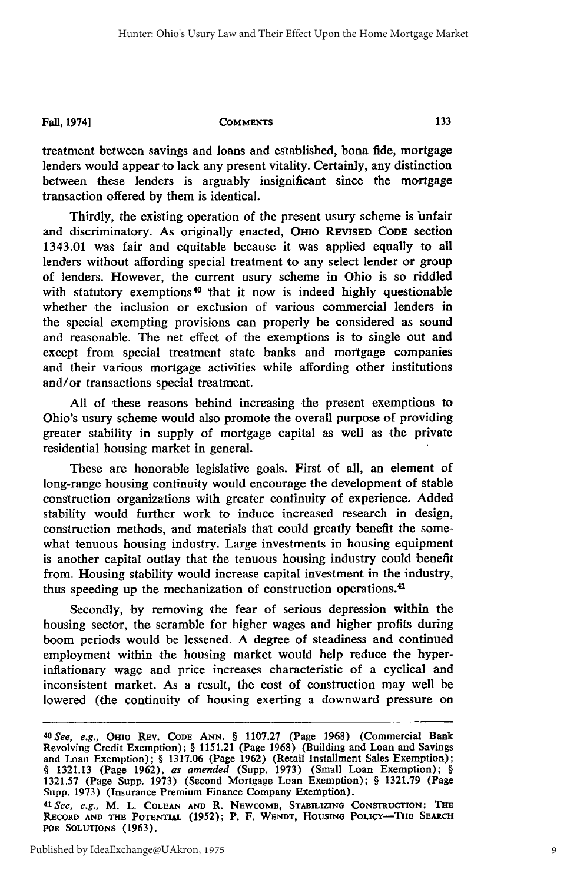treatment between savings and loans and established, bona fide, mortgage lenders would appear to lack any present vitality. Certainly, any distinction between these lenders is arguably insignificant since the mortgage transaction offered by them is identical.

Thirdly, the existing operation of the present usury scheme is unfair and discriminatory. As originally enacted, OHIO REVISED CODE section 1343.01 was fair and equitable because it was applied equally to all lenders without affording special treatment to any select lender or group of lenders. However, the current usury scheme in Ohio is so riddled with statutory exemptions[40] that it now is indeed highly questionable whether the inclusion or exclusion of various commercial lenders in the special exempting provisions can properly be considered as sound and reasonable. The net effect of the exemptions is to single out and except from special treatment state banks and mortgage companies and their various mortgage activities while affording other institutions and/or transactions special treatment.

All of these reasons behind increasing the present exemptions to Ohio's usury scheme would also promote the overall purpose of providing greater stability in supply of mortgage capital as well as the private residential housing market in general.

These are honorable legislative goals. First of all, an element of long-range housing continuity would encourage the development of stable construction organizations with greater continuity of experience. Added stability would further work to induce increased research in design, construction methods, and materials that could greatly benefit the somewhat tenuous housing industry. Large investments in housing equipment is another capital outlay that the tenuous housing industry could benefit from. Housing stability would increase capital investment in the industry, thus speeding up the mechanization of construction operations.[41]

Secondly, by removing the fear of serious depression within the housing sector, the scramble for higher wages and higher profits during boom periods would be lessened. A degree of steadiness and continued employment within the housing market would help reduce the hyper-inflationary wage and price increases characteristic of a cyclical and inconsistent market. As a result, the cost of construction may well be lowered (the continuity of housing exerting a downward pressure on

---

[40] *See, e.g.*, OHIO REV. CODE ANN. § 1107.27 (Page 1968) (Commercial Bank Revolving Credit Exemption); § 1151.21 (Page 1968) (Building and Loan and Savings and Loan Exemption); § 1317.06 (Page 1962) (Retail Installment Sales Exemption); § 1321.13 (Page 1962), *as amended* (Supp. 1973) (Small Loan Exemption); § 1321.57 (Page Supp. 1973) (Second Mortgage Loan Exemption); § 1321.79 (Page Supp. 1973) (Insurance Premium Finance Company Exemption).

[41] *See, e.g.*, M. L. COLEAN AND R. NEWCOMB, STABILIZING CONSTRUCTION: THE RECORD AND THE POTENTIAL (1952); P. F. WENDT, HOUSING POLICY—THE SEARCH FOR SOLUTIONS (1963).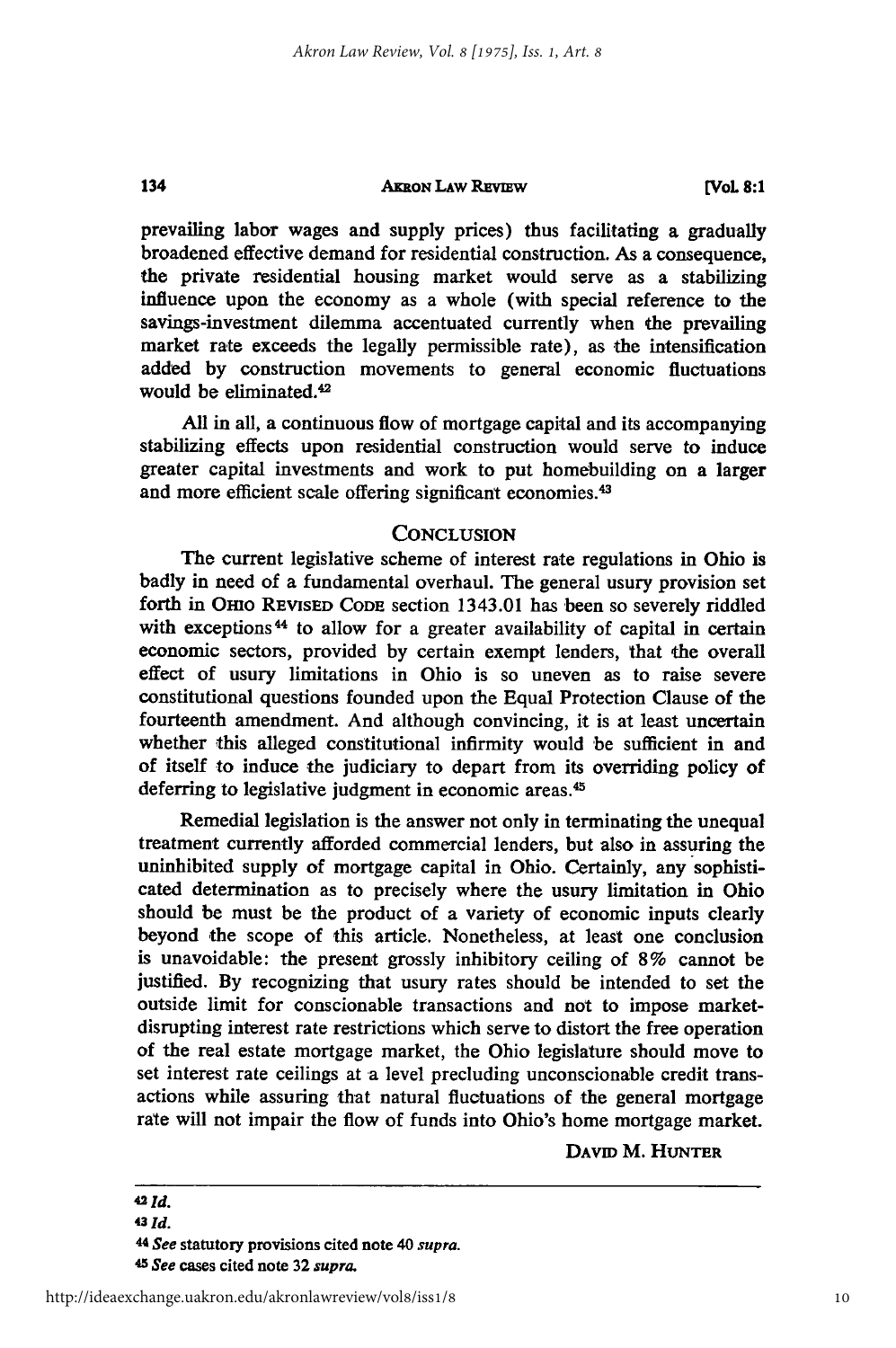prevailing labor wages and supply prices) thus facilitating a gradually broadened effective demand for residential construction. As a consequence, the private residential housing market would serve as a stabilizing influence upon the economy as a whole (with special reference to the savings-investment dilemma accentuated currently when the prevailing market rate exceeds the legally permissible rate), as the intensification added by construction movements to general economic fluctuations would be eliminated.[42]

All in all, a continuous flow of mortgage capital and its accompanying stabilizing effects upon residential construction would serve to induce greater capital investments and work to put homebuilding on a larger and more efficient scale offering significant economies.[43]

## CONCLUSION

The current legislative scheme of interest rate regulations in Ohio is badly in need of a fundamental overhaul. The general usury provision set forth in OHIO REVISED CODE section 1343.01 has been so severely riddled with exceptions[44] to allow for a greater availability of capital in certain economic sectors, provided by certain exempt lenders, that the overall effect of usury limitations in Ohio is so uneven as to raise severe constitutional questions founded upon the Equal Protection Clause of the fourteenth amendment. And although convincing, it is at least uncertain whether this alleged constitutional infirmity would be sufficient in and of itself to induce the judiciary to depart from its overriding policy of deferring to legislative judgment in economic areas.[45]

Remedial legislation is the answer not only in terminating the unequal treatment currently afforded commercial lenders, but also in assuring the uninhibited supply of mortgage capital in Ohio. Certainly, any sophisticated determination as to precisely where the usury limitation in Ohio should be must be the product of a variety of economic inputs clearly beyond the scope of this article. Nonetheless, at least one conclusion is unavoidable: the present grossly inhibitory ceiling of 8% cannot be justified. By recognizing that usury rates should be intended to set the outside limit for conscionable transactions and not to impose market-disrupting interest rate restrictions which serve to distort the free operation of the real estate mortgage market, the Ohio legislature should move to set interest rate ceilings at a level precluding unconscionable credit transactions while assuring that natural fluctuations of the general mortgage rate will not impair the flow of funds into Ohio's home mortgage market.

DAVID M. HUNTER

---

42 *Id.*

43 *Id.*

44 *See* statutory provisions cited note 40 *supra.*

45 *See* cases cited note 32 *supra.*